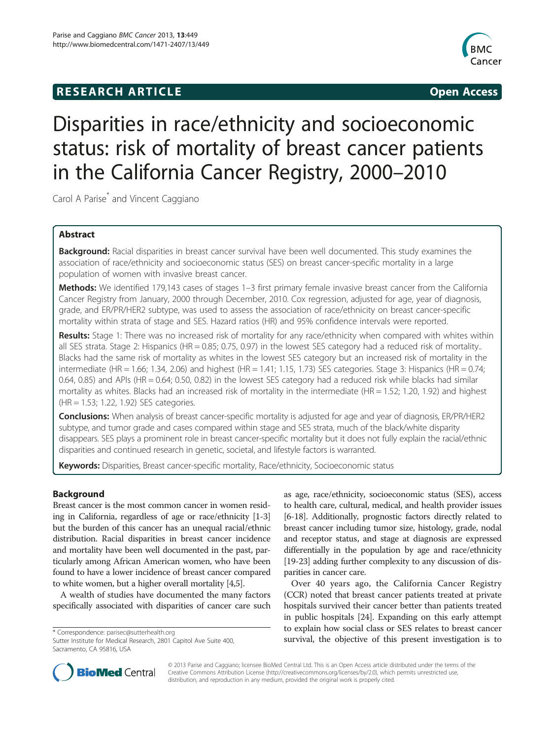**RESEARCH ARTICLE** **Open Access**

# Disparities in race/ethnicity and socioeconomic status: risk of mortality of breast cancer patients in the California Cancer Registry, 2000–2010

Carol A Parise* and Vincent Caggiano

## Abstract

**Background:** Racial disparities in breast cancer survival have been well documented. This study examines the association of race/ethnicity and socioeconomic status (SES) on breast cancer-specific mortality in a large population of women with invasive breast cancer.

**Methods:** We identified 179,143 cases of stages 1–3 first primary female invasive breast cancer from the California Cancer Registry from January, 2000 through December, 2010. Cox regression, adjusted for age, year of diagnosis, grade, and ER/PR/HER2 subtype, was used to assess the association of race/ethnicity on breast cancer-specific mortality within strata of stage and SES. Hazard ratios (HR) and 95% confidence intervals were reported.

**Results:** Stage 1: There was no increased risk of mortality for any race/ethnicity when compared with whites within all SES strata. Stage 2: Hispanics (HR = 0.85; 0.75, 0.97) in the lowest SES category had a reduced risk of mortality.. Blacks had the same risk of mortality as whites in the lowest SES category but an increased risk of mortality in the intermediate (HR = 1.66; 1.34, 2.06) and highest (HR = 1.41; 1.15, 1.73) SES categories. Stage 3: Hispanics (HR = 0.74; 0.64, 0.85) and APIs (HR = 0.64; 0.50, 0.82) in the lowest SES category had a reduced risk while blacks had similar mortality as whites. Blacks had an increased risk of mortality in the intermediate (HR = 1.52; 1.20, 1.92) and highest (HR = 1.53; 1.22, 1.92) SES categories.

**Conclusions:** When analysis of breast cancer-specific mortality is adjusted for age and year of diagnosis, ER/PR/HER2 subtype, and tumor grade and cases compared within stage and SES strata, much of the black/white disparity disappears. SES plays a prominent role in breast cancer-specific mortality but it does not fully explain the racial/ethnic disparities and continued research in genetic, societal, and lifestyle factors is warranted.

**Keywords:** Disparities, Breast cancer-specific mortality, Race/ethnicity, Socioeconomic status

## Background

Breast cancer is the most common cancer in women residing in California, regardless of age or race/ethnicity [1-3] but the burden of this cancer has an unequal racial/ethnic distribution. Racial disparities in breast cancer incidence and mortality have been well documented in the past, particularly among African American women, who have been found to have a lower incidence of breast cancer compared to white women, but a higher overall mortality [4,5].

A wealth of studies have documented the many factors specifically associated with disparities of cancer care such as age, race/ethnicity, socioeconomic status (SES), access to health care, cultural, medical, and health provider issues [6-18]. Additionally, prognostic factors directly related to breast cancer including tumor size, histology, grade, nodal and receptor status, and stage at diagnosis are expressed differentially in the population by age and race/ethnicity [19-23] adding further complexity to any discussion of disparities in cancer care.

Over 40 years ago, the California Cancer Registry (CCR) noted that breast cancer patients treated at private hospitals survived their cancer better than patients treated in public hospitals [24]. Expanding on this early attempt to explain how social class or SES relates to breast cancer survival, the objective of this present investigation is to

\* Correspondence: parisec@sutterhealth.org
Sutter Institute for Medical Research, 2801 Capitol Ave Suite 400, Sacramento, CA 95816, USA

© 2013 Parise and Caggiano; licensee BioMed Central Ltd. This is an Open Access article distributed under the terms of the Creative Commons Attribution License (http://creativecommons.org/licenses/by/2.0), which permits unrestricted use, distribution, and reproduction in any medium, provided the original work is properly cited.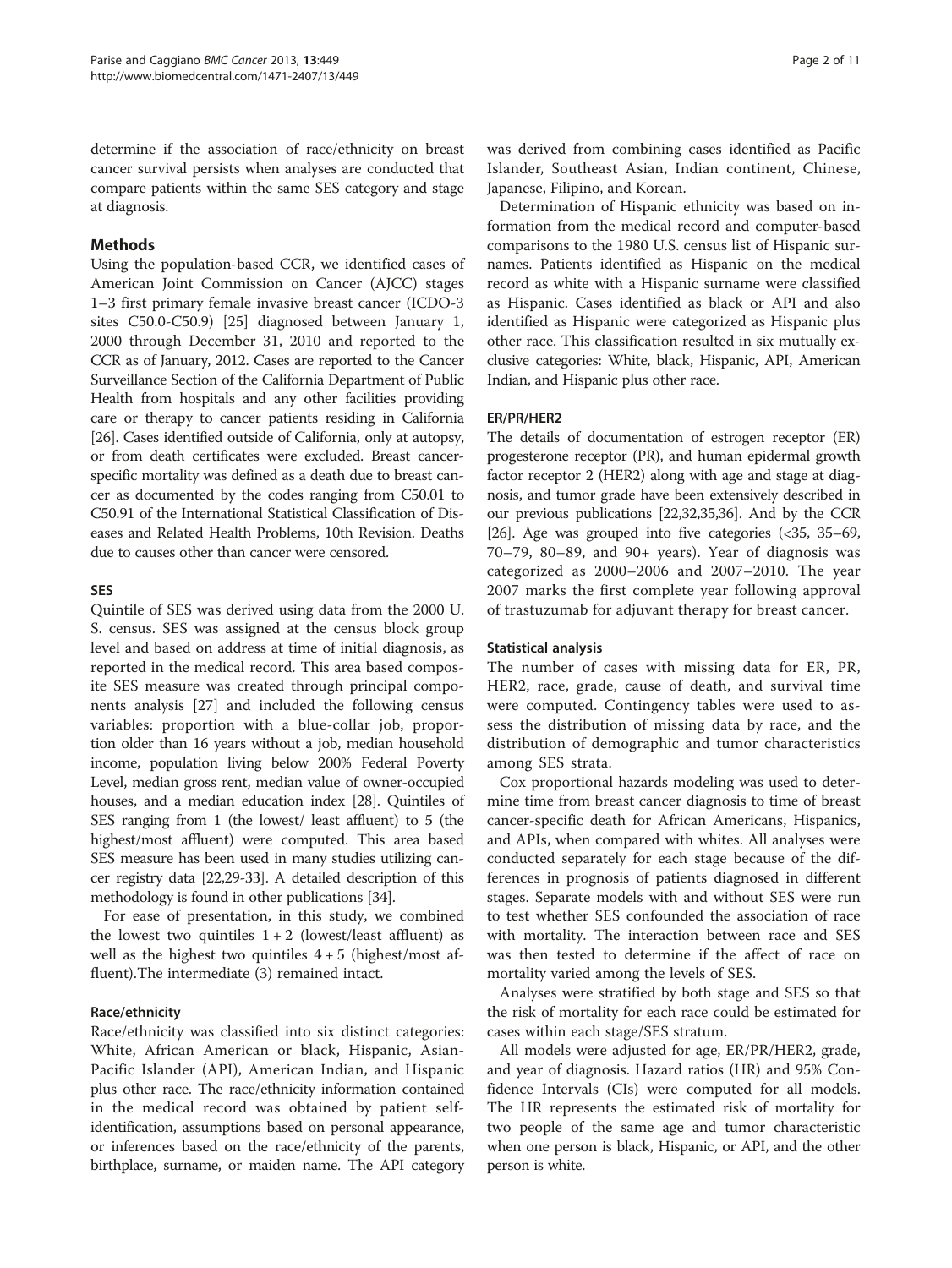determine if the association of race/ethnicity on breast cancer survival persists when analyses are conducted that compare patients within the same SES category and stage at diagnosis.

## Methods

Using the population-based CCR, we identified cases of American Joint Commission on Cancer (AJCC) stages 1–3 first primary female invasive breast cancer (ICDO-3 sites C50.0-C50.9) [25] diagnosed between January 1, 2000 through December 31, 2010 and reported to the CCR as of January, 2012. Cases are reported to the Cancer Surveillance Section of the California Department of Public Health from hospitals and any other facilities providing care or therapy to cancer patients residing in California [26]. Cases identified outside of California, only at autopsy, or from death certificates were excluded. Breast cancer-specific mortality was defined as a death due to breast cancer as documented by the codes ranging from C50.01 to C50.91 of the International Statistical Classification of Diseases and Related Health Problems, 10th Revision. Deaths due to causes other than cancer were censored.

### SES

Quintile of SES was derived using data from the 2000 U. S. census. SES was assigned at the census block group level and based on address at time of initial diagnosis, as reported in the medical record. This area based composite SES measure was created through principal components analysis [27] and included the following census variables: proportion with a blue-collar job, proportion older than 16 years without a job, median household income, population living below 200% Federal Poverty Level, median gross rent, median value of owner-occupied houses, and a median education index [28]. Quintiles of SES ranging from 1 (the lowest/ least affluent) to 5 (the highest/most affluent) were computed. This area based SES measure has been used in many studies utilizing cancer registry data [22,29-33]. A detailed description of this methodology is found in other publications [34].

For ease of presentation, in this study, we combined the lowest two quintiles 1 + 2 (lowest/least affluent) as well as the highest two quintiles 4 + 5 (highest/most affluent).The intermediate (3) remained intact.

### Race/ethnicity

Race/ethnicity was classified into six distinct categories: White, African American or black, Hispanic, Asian-Pacific Islander (API), American Indian, and Hispanic plus other race. The race/ethnicity information contained in the medical record was obtained by patient self-identification, assumptions based on personal appearance, or inferences based on the race/ethnicity of the parents, birthplace, surname, or maiden name. The API category was derived from combining cases identified as Pacific Islander, Southeast Asian, Indian continent, Chinese, Japanese, Filipino, and Korean.

Determination of Hispanic ethnicity was based on information from the medical record and computer-based comparisons to the 1980 U.S. census list of Hispanic surnames. Patients identified as Hispanic on the medical record as white with a Hispanic surname were classified as Hispanic. Cases identified as black or API and also identified as Hispanic were categorized as Hispanic plus other race. This classification resulted in six mutually exclusive categories: White, black, Hispanic, API, American Indian, and Hispanic plus other race.

### ER/PR/HER2

The details of documentation of estrogen receptor (ER) progesterone receptor (PR), and human epidermal growth factor receptor 2 (HER2) along with age and stage at diagnosis, and tumor grade have been extensively described in our previous publications [22,32,35,36]. And by the CCR [26]. Age was grouped into five categories (<35, 35–69, 70–79, 80–89, and 90+ years). Year of diagnosis was categorized as 2000–2006 and 2007–2010. The year 2007 marks the first complete year following approval of trastuzumab for adjuvant therapy for breast cancer.

### Statistical analysis

The number of cases with missing data for ER, PR, HER2, race, grade, cause of death, and survival time were computed. Contingency tables were used to assess the distribution of missing data by race, and the distribution of demographic and tumor characteristics among SES strata.

Cox proportional hazards modeling was used to determine time from breast cancer diagnosis to time of breast cancer-specific death for African Americans, Hispanics, and APIs, when compared with whites. All analyses were conducted separately for each stage because of the differences in prognosis of patients diagnosed in different stages. Separate models with and without SES were run to test whether SES confounded the association of race with mortality. The interaction between race and SES was then tested to determine if the affect of race on mortality varied among the levels of SES.

Analyses were stratified by both stage and SES so that the risk of mortality for each race could be estimated for cases within each stage/SES stratum.

All models were adjusted for age, ER/PR/HER2, grade, and year of diagnosis. Hazard ratios (HR) and 95% Confidence Intervals (CIs) were computed for all models. The HR represents the estimated risk of mortality for two people of the same age and tumor characteristic when one person is black, Hispanic, or API, and the other person is white.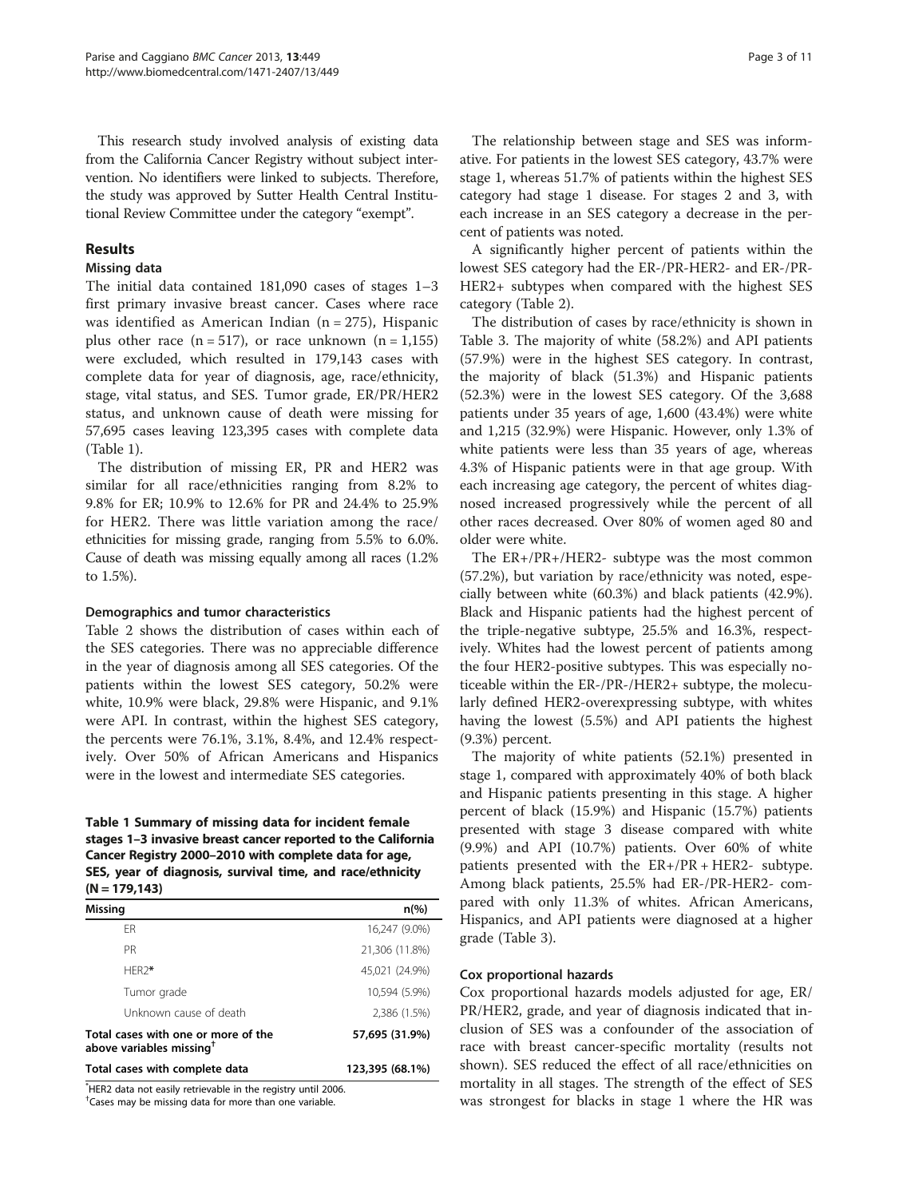This research study involved analysis of existing data from the California Cancer Registry without subject intervention. No identifiers were linked to subjects. Therefore, the study was approved by Sutter Health Central Institutional Review Committee under the category "exempt".

## Results

### Missing data

The initial data contained 181,090 cases of stages 1–3 first primary invasive breast cancer. Cases where race was identified as American Indian (n = 275), Hispanic plus other race (n = 517), or race unknown (n = 1,155) were excluded, which resulted in 179,143 cases with complete data for year of diagnosis, age, race/ethnicity, stage, vital status, and SES. Tumor grade, ER/PR/HER2 status, and unknown cause of death were missing for 57,695 cases leaving 123,395 cases with complete data (Table 1).

The distribution of missing ER, PR and HER2 was similar for all race/ethnicities ranging from 8.2% to 9.8% for ER; 10.9% to 12.6% for PR and 24.4% to 25.9% for HER2. There was little variation among the race/ethnicities for missing grade, ranging from 5.5% to 6.0%. Cause of death was missing equally among all races (1.2% to 1.5%).

### Demographics and tumor characteristics

Table 2 shows the distribution of cases within each of the SES categories. There was no appreciable difference in the year of diagnosis among all SES categories. Of the patients within the lowest SES category, 50.2% were white, 10.9% were black, 29.8% were Hispanic, and 9.1% were API. In contrast, within the highest SES category, the percents were 76.1%, 3.1%, 8.4%, and 12.4% respectively. Over 50% of African Americans and Hispanics were in the lowest and intermediate SES categories.

**Table 1 Summary of missing data for incident female stages 1–3 invasive breast cancer reported to the California Cancer Registry 2000–2010 with complete data for age, SES, year of diagnosis, survival time, and race/ethnicity (N = 179,143)**

| Missing | n(%) |
|---|---|
| ER | 16,247 (9.0%) |
| PR | 21,306 (11.8%) |
| HER2* | 45,021 (24.9%) |
| Tumor grade | 10,594 (5.9%) |
| Unknown cause of death | 2,386 (1.5%) |
| **Total cases with one or more of the above variables missing**[†] | **57,695 (31.9%)** |
| **Total cases with complete data** | **123,395 (68.1%)** |

*HER2 data not easily retrievable in the registry until 2006.
[†]Cases may be missing data for more than one variable.

The relationship between stage and SES was informative. For patients in the lowest SES category, 43.7% were stage 1, whereas 51.7% of patients within the highest SES category had stage 1 disease. For stages 2 and 3, with each increase in an SES category a decrease in the percent of patients was noted.

A significantly higher percent of patients within the lowest SES category had the ER-/PR-HER2- and ER-/PR-HER2+ subtypes when compared with the highest SES category (Table 2).

The distribution of cases by race/ethnicity is shown in Table 3. The majority of white (58.2%) and API patients (57.9%) were in the highest SES category. In contrast, the majority of black (51.3%) and Hispanic patients (52.3%) were in the lowest SES category. Of the 3,688 patients under 35 years of age, 1,600 (43.4%) were white and 1,215 (32.9%) were Hispanic. However, only 1.3% of white patients were less than 35 years of age, whereas 4.3% of Hispanic patients were in that age group. With each increasing age category, the percent of whites diagnosed increased progressively while the percent of all other races decreased. Over 80% of women aged 80 and older were white.

The ER+/PR+/HER2- subtype was the most common (57.2%), but variation by race/ethnicity was noted, especially between white (60.3%) and black patients (42.9%). Black and Hispanic patients had the highest percent of the triple-negative subtype, 25.5% and 16.3%, respectively. Whites had the lowest percent of patients among the four HER2-positive subtypes. This was especially noticeable within the ER-/PR-/HER2+ subtype, the molecularly defined HER2-overexpressing subtype, with whites having the lowest (5.5%) and API patients the highest (9.3%) percent.

The majority of white patients (52.1%) presented in stage 1, compared with approximately 40% of both black and Hispanic patients presenting in this stage. A higher percent of black (15.9%) and Hispanic (15.7%) patients presented with stage 3 disease compared with white (9.9%) and API (10.7%) patients. Over 60% of white patients presented with the ER+/PR + HER2- subtype. Among black patients, 25.5% had ER-/PR-HER2- compared with only 11.3% of whites. African Americans, Hispanics, and API patients were diagnosed at a higher grade (Table 3).

### Cox proportional hazards

Cox proportional hazards models adjusted for age, ER/PR/HER2, grade, and year of diagnosis indicated that inclusion of SES was a confounder of the association of race with breast cancer-specific mortality (results not shown). SES reduced the effect of all race/ethnicities on mortality in all stages. The strength of the effect of SES was strongest for blacks in stage 1 where the HR was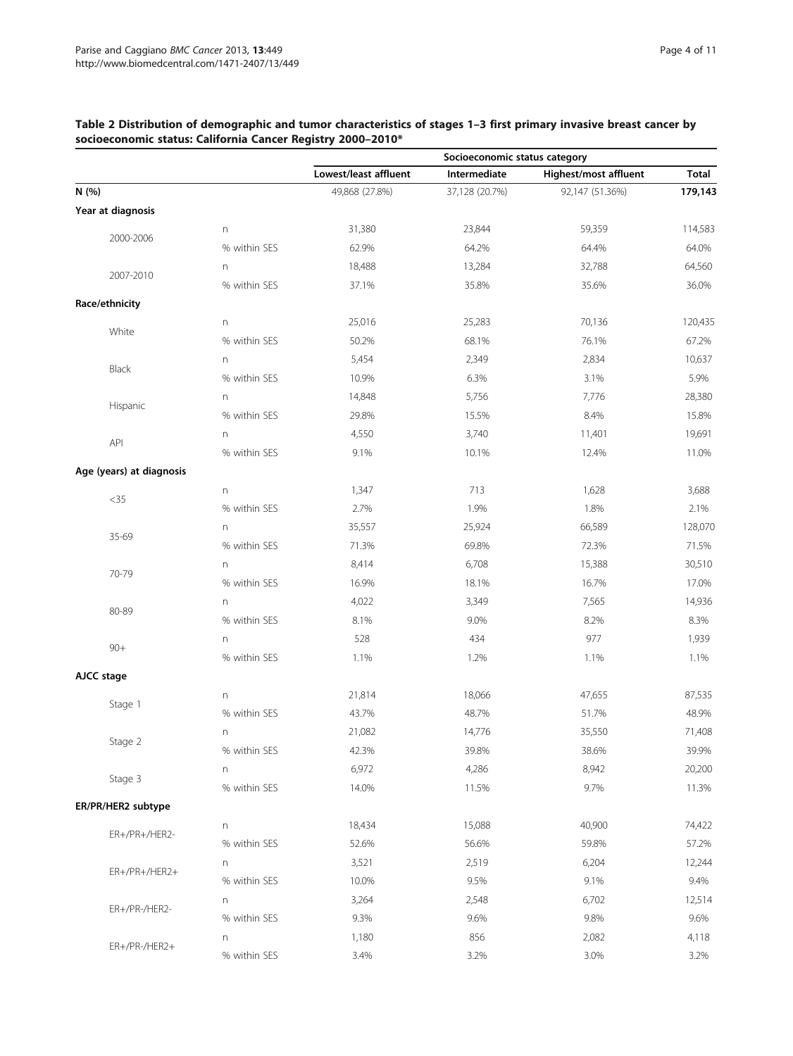**Table 2 Distribution of demographic and tumor characteristics of stages 1–3 first primary invasive breast cancer by socioeconomic status: California Cancer Registry 2000–2010***

| | | Socioeconomic status category | | | |
|---|---|---|---|---|---|
| | | Lowest/least affluent | Intermediate | Highest/most affluent | Total |
| **N (%)** | | 49,868 (27.8%) | 37,128 (20.7%) | 92,147 (51.36%) | **179,143** |
| **Year at diagnosis** | | | | | |
| 2000-2006 | n | 31,380 | 23,844 | 59,359 | 114,583 |
| | % within SES | 62.9% | 64.2% | 64.4% | 64.0% |
| 2007-2010 | n | 18,488 | 13,284 | 32,788 | 64,560 |
| | % within SES | 37.1% | 35.8% | 35.6% | 36.0% |
| **Race/ethnicity** | | | | | |
| White | n | 25,016 | 25,283 | 70,136 | 120,435 |
| | % within SES | 50.2% | 68.1% | 76.1% | 67.2% |
| Black | n | 5,454 | 2,349 | 2,834 | 10,637 |
| | % within SES | 10.9% | 6.3% | 3.1% | 5.9% |
| Hispanic | n | 14,848 | 5,756 | 7,776 | 28,380 |
| | % within SES | 29.8% | 15.5% | 8.4% | 15.8% |
| API | n | 4,550 | 3,740 | 11,401 | 19,691 |
| | % within SES | 9.1% | 10.1% | 12.4% | 11.0% |
| **Age (years) at diagnosis** | | | | | |
| <35 | n | 1,347 | 713 | 1,628 | 3,688 |
| | % within SES | 2.7% | 1.9% | 1.8% | 2.1% |
| 35-69 | n | 35,557 | 25,924 | 66,589 | 128,070 |
| | % within SES | 71.3% | 69.8% | 72.3% | 71.5% |
| 70-79 | n | 8,414 | 6,708 | 15,388 | 30,510 |
| | % within SES | 16.9% | 18.1% | 16.7% | 17.0% |
| 80-89 | n | 4,022 | 3,349 | 7,565 | 14,936 |
| | % within SES | 8.1% | 9.0% | 8.2% | 8.3% |
| 90+ | n | 528 | 434 | 977 | 1,939 |
| | % within SES | 1.1% | 1.2% | 1.1% | 1.1% |
| **AJCC stage** | | | | | |
| Stage 1 | n | 21,814 | 18,066 | 47,655 | 87,535 |
| | % within SES | 43.7% | 48.7% | 51.7% | 48.9% |
| Stage 2 | n | 21,082 | 14,776 | 35,550 | 71,408 |
| | % within SES | 42.3% | 39.8% | 38.6% | 39.9% |
| Stage 3 | n | 6,972 | 4,286 | 8,942 | 20,200 |
| | % within SES | 14.0% | 11.5% | 9.7% | 11.3% |
| **ER/PR/HER2 subtype** | | | | | |
| ER+/PR+/HER2- | n | 18,434 | 15,088 | 40,900 | 74,422 |
| | % within SES | 52.6% | 56.6% | 59.8% | 57.2% |
| ER+/PR+/HER2+ | n | 3,521 | 2,519 | 6,204 | 12,244 |
| | % within SES | 10.0% | 9.5% | 9.1% | 9.4% |
| ER+/PR-/HER2- | n | 3,264 | 2,548 | 6,702 | 12,514 |
| | % within SES | 9.3% | 9.6% | 9.8% | 9.6% |
| ER+/PR-/HER2+ | n | 1,180 | 856 | 2,082 | 4,118 |
| | % within SES | 3.4% | 3.2% | 3.0% | 3.2% |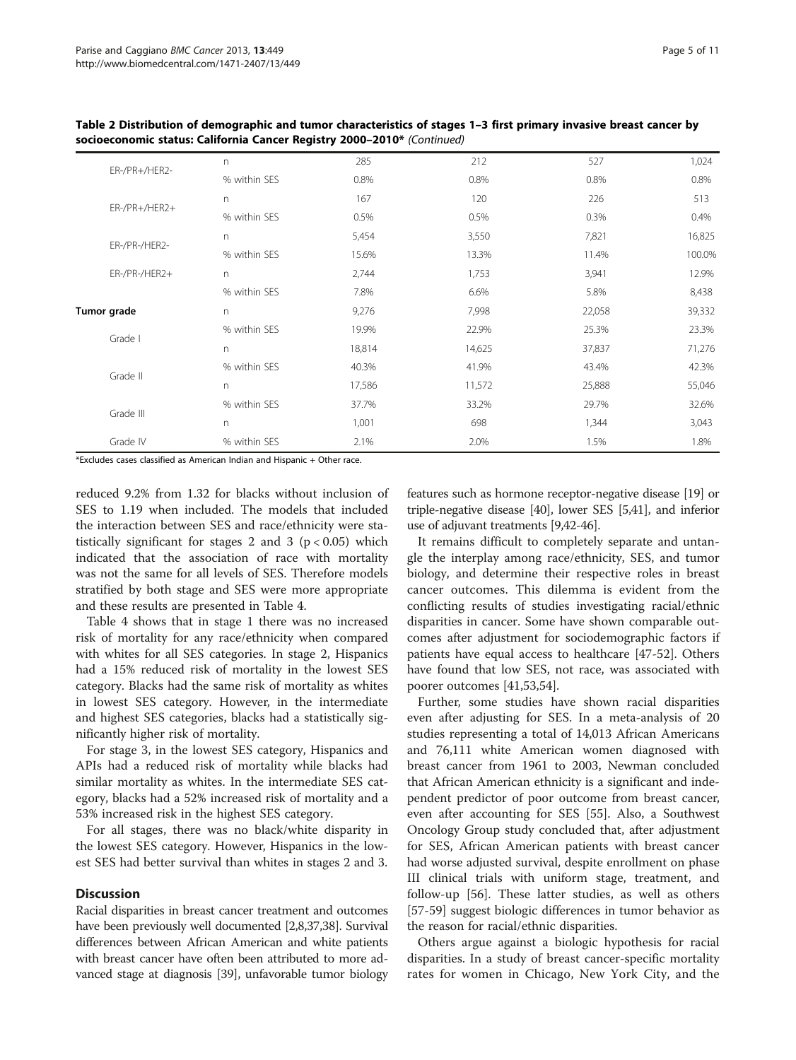**Table 2 Distribution of demographic and tumor characteristics of stages 1–3 first primary invasive breast cancer by socioeconomic status: California Cancer Registry 2000–2010*** *(Continued)*

| | | | | | |
|---|---|---|---|---|---|
| ER-/PR+/HER2- | n | 285 | 212 | 527 | 1,024 |
| | % within SES | 0.8% | 0.8% | 0.8% | 0.8% |
| ER-/PR+/HER2+ | n | 167 | 120 | 226 | 513 |
| | % within SES | 0.5% | 0.5% | 0.3% | 0.4% |
| ER-/PR-/HER2- | n | 5,454 | 3,550 | 7,821 | 16,825 |
| | % within SES | 15.6% | 13.3% | 11.4% | 100.0% |
| ER-/PR-/HER2+ | n | 2,744 | 1,753 | 3,941 | 12.9% |
| | % within SES | 7.8% | 6.6% | 5.8% | 8,438 |
| **Tumor grade** | n | 9,276 | 7,998 | 22,058 | 39,332 |
| Grade I | % within SES | 19.9% | 22.9% | 25.3% | 23.3% |
| | n | 18,814 | 14,625 | 37,837 | 71,276 |
| Grade II | % within SES | 40.3% | 41.9% | 43.4% | 42.3% |
| | n | 17,586 | 11,572 | 25,888 | 55,046 |
| Grade III | % within SES | 37.7% | 33.2% | 29.7% | 32.6% |
| | n | 1,001 | 698 | 1,344 | 3,043 |
| Grade IV | % within SES | 2.1% | 2.0% | 1.5% | 1.8% |

*Excludes cases classified as American Indian and Hispanic + Other race.

reduced 9.2% from 1.32 for blacks without inclusion of SES to 1.19 when included. The models that included the interaction between SES and race/ethnicity were statistically significant for stages 2 and 3 ($p < 0.05$) which indicated that the association of race with mortality was not the same for all levels of SES. Therefore models stratified by both stage and SES were more appropriate and these results are presented in Table 4.

Table 4 shows that in stage 1 there was no increased risk of mortality for any race/ethnicity when compared with whites for all SES categories. In stage 2, Hispanics had a 15% reduced risk of mortality in the lowest SES category. Blacks had the same risk of mortality as whites in lowest SES category. However, in the intermediate and highest SES categories, blacks had a statistically significantly higher risk of mortality.

For stage 3, in the lowest SES category, Hispanics and APIs had a reduced risk of mortality while blacks had similar mortality as whites. In the intermediate SES category, blacks had a 52% increased risk of mortality and a 53% increased risk in the highest SES category.

For all stages, there was no black/white disparity in the lowest SES category. However, Hispanics in the lowest SES had better survival than whites in stages 2 and 3.

## Discussion

Racial disparities in breast cancer treatment and outcomes have been previously well documented [2,8,37,38]. Survival differences between African American and white patients with breast cancer have often been attributed to more advanced stage at diagnosis [39], unfavorable tumor biology features such as hormone receptor-negative disease [19] or triple-negative disease [40], lower SES [5,41], and inferior use of adjuvant treatments [9,42-46].

It remains difficult to completely separate and untangle the interplay among race/ethnicity, SES, and tumor biology, and determine their respective roles in breast cancer outcomes. This dilemma is evident from the conflicting results of studies investigating racial/ethnic disparities in cancer. Some have shown comparable outcomes after adjustment for sociodemographic factors if patients have equal access to healthcare [47-52]. Others have found that low SES, not race, was associated with poorer outcomes [41,53,54].

Further, some studies have shown racial disparities even after adjusting for SES. In a meta-analysis of 20 studies representing a total of 14,013 African Americans and 76,111 white American women diagnosed with breast cancer from 1961 to 2003, Newman concluded that African American ethnicity is a significant and independent predictor of poor outcome from breast cancer, even after accounting for SES [55]. Also, a Southwest Oncology Group study concluded that, after adjustment for SES, African American patients with breast cancer had worse adjusted survival, despite enrollment on phase III clinical trials with uniform stage, treatment, and follow-up [56]. These latter studies, as well as others [57-59] suggest biologic differences in tumor behavior as the reason for racial/ethnic disparities.

Others argue against a biologic hypothesis for racial disparities. In a study of breast cancer-specific mortality rates for women in Chicago, New York City, and the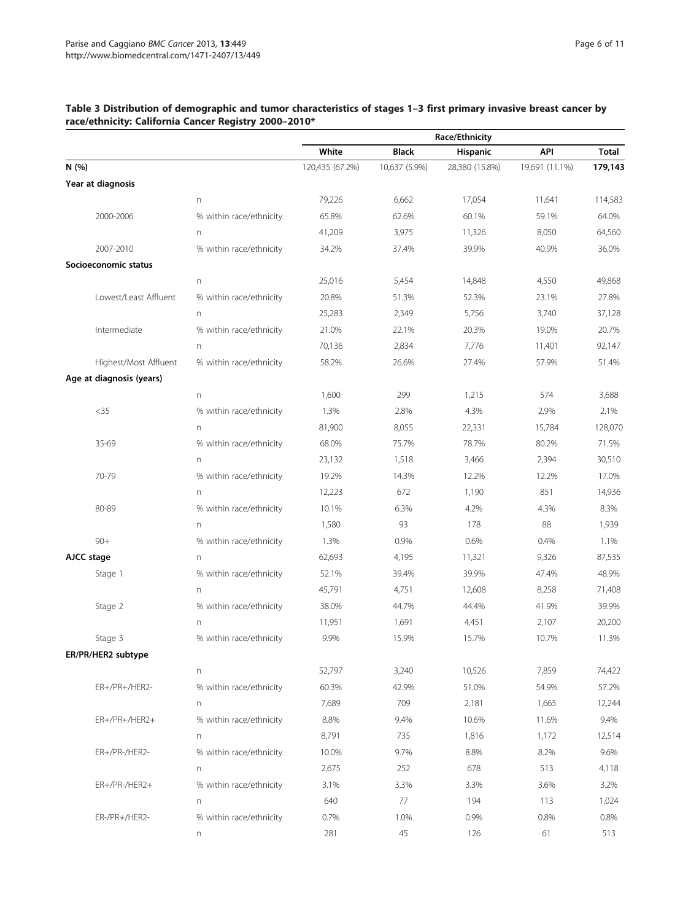**Table 3 Distribution of demographic and tumor characteristics of stages 1–3 first primary invasive breast cancer by race/ethnicity: California Cancer Registry 2000–2010***

| | | Race/Ethnicity | | | | |
|---|---|---|---|---|---|---|
| | | White | Black | Hispanic | API | Total |
| **N (%)** | | 120,435 (67.2%) | 10,637 (5.9%) | 28,380 (15.8%) | 19,691 (11.1%) | **179,143** |
| **Year at diagnosis** | | | | | | |
| | n | 79,226 | 6,662 | 17,054 | 11,641 | 114,583 |
| 2000-2006 | % within race/ethnicity | 65.8% | 62.6% | 60.1% | 59.1% | 64.0% |
| | n | 41,209 | 3,975 | 11,326 | 8,050 | 64,560 |
| 2007-2010 | % within race/ethnicity | 34.2% | 37.4% | 39.9% | 40.9% | 36.0% |
| **Socioeconomic status** | | | | | | |
| | n | 25,016 | 5,454 | 14,848 | 4,550 | 49,868 |
| Lowest/Least Affluent | % within race/ethnicity | 20.8% | 51.3% | 52.3% | 23.1% | 27.8% |
| | n | 25,283 | 2,349 | 5,756 | 3,740 | 37,128 |
| Intermediate | % within race/ethnicity | 21.0% | 22.1% | 20.3% | 19.0% | 20.7% |
| | n | 70,136 | 2,834 | 7,776 | 11,401 | 92,147 |
| Highest/Most Affluent | % within race/ethnicity | 58.2% | 26.6% | 27.4% | 57.9% | 51.4% |
| **Age at diagnosis (years)** | | | | | | |
| | n | 1,600 | 299 | 1,215 | 574 | 3,688 |
| <35 | % within race/ethnicity | 1.3% | 2.8% | 4.3% | 2.9% | 2.1% |
| | n | 81,900 | 8,055 | 22,331 | 15,784 | 128,070 |
| 35-69 | % within race/ethnicity | 68.0% | 75.7% | 78.7% | 80.2% | 71.5% |
| | n | 23,132 | 1,518 | 3,466 | 2,394 | 30,510 |
| 70-79 | % within race/ethnicity | 19.2% | 14.3% | 12.2% | 12.2% | 17.0% |
| | n | 12,223 | 672 | 1,190 | 851 | 14,936 |
| 80-89 | % within race/ethnicity | 10.1% | 6.3% | 4.2% | 4.3% | 8.3% |
| | n | 1,580 | 93 | 178 | 88 | 1,939 |
| 90+ | % within race/ethnicity | 1.3% | 0.9% | 0.6% | 0.4% | 1.1% |
| **AJCC stage** | n | 62,693 | 4,195 | 11,321 | 9,326 | 87,535 |
| Stage 1 | % within race/ethnicity | 52.1% | 39.4% | 39.9% | 47.4% | 48.9% |
| | n | 45,791 | 4,751 | 12,608 | 8,258 | 71,408 |
| Stage 2 | % within race/ethnicity | 38.0% | 44.7% | 44.4% | 41.9% | 39.9% |
| | n | 11,951 | 1,691 | 4,451 | 2,107 | 20,200 |
| Stage 3 | % within race/ethnicity | 9.9% | 15.9% | 15.7% | 10.7% | 11.3% |
| **ER/PR/HER2 subtype** | | | | | | |
| | n | 52,797 | 3,240 | 10,526 | 7,859 | 74,422 |
| ER+/PR+/HER2- | % within race/ethnicity | 60.3% | 42.9% | 51.0% | 54.9% | 57.2% |
| | n | 7,689 | 709 | 2,181 | 1,665 | 12,244 |
| ER+/PR+/HER2+ | % within race/ethnicity | 8.8% | 9.4% | 10.6% | 11.6% | 9.4% |
| | n | 8,791 | 735 | 1,816 | 1,172 | 12,514 |
| ER+/PR-/HER2- | % within race/ethnicity | 10.0% | 9.7% | 8.8% | 8.2% | 9.6% |
| | n | 2,675 | 252 | 678 | 513 | 4,118 |
| ER+/PR-/HER2+ | % within race/ethnicity | 3.1% | 3.3% | 3.3% | 3.6% | 3.2% |
| | n | 640 | 77 | 194 | 113 | 1,024 |
| ER-/PR+/HER2- | % within race/ethnicity | 0.7% | 1.0% | 0.9% | 0.8% | 0.8% |
| | n | 281 | 45 | 126 | 61 | 513 |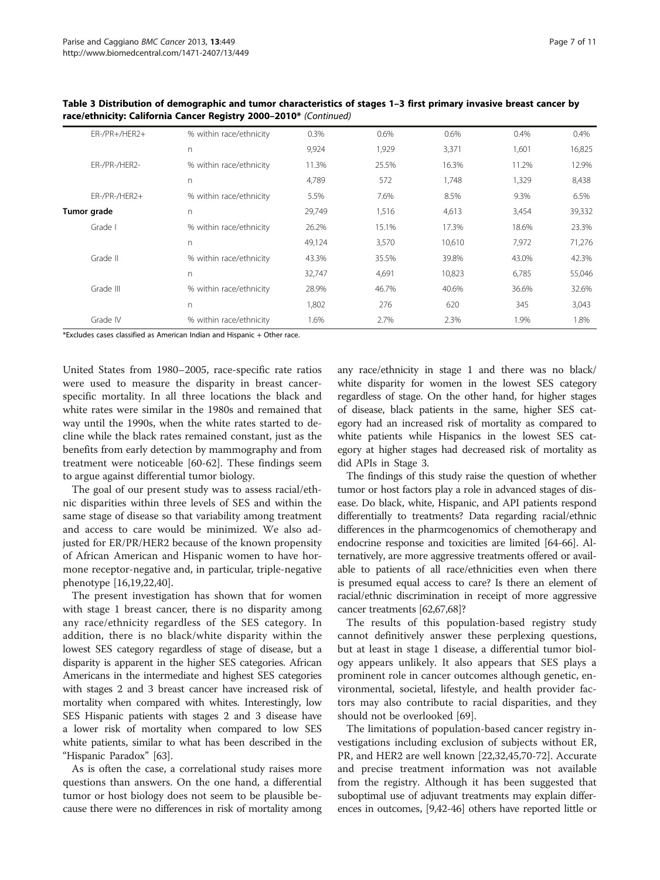**Table 3 Distribution of demographic and tumor characteristics of stages 1–3 first primary invasive breast cancer by race/ethnicity: California Cancer Registry 2000–2010*** *(Continued)*

| | | | | | | |
|---|---|---|---|---|---|---|
| ER-/PR+/HER2+ | % within race/ethnicity | 0.3% | 0.6% | 0.6% | 0.4% | 0.4% |
| | n | 9,924 | 1,929 | 3,371 | 1,601 | 16,825 |
| ER-/PR-/HER2- | % within race/ethnicity | 11.3% | 25.5% | 16.3% | 11.2% | 12.9% |
| | n | 4,789 | 572 | 1,748 | 1,329 | 8,438 |
| ER-/PR-/HER2+ | % within race/ethnicity | 5.5% | 7.6% | 8.5% | 9.3% | 6.5% |
| **Tumor grade** | n | 29,749 | 1,516 | 4,613 | 3,454 | 39,332 |
| Grade I | % within race/ethnicity | 26.2% | 15.1% | 17.3% | 18.6% | 23.3% |
| | n | 49,124 | 3,570 | 10,610 | 7,972 | 71,276 |
| Grade II | % within race/ethnicity | 43.3% | 35.5% | 39.8% | 43.0% | 42.3% |
| | n | 32,747 | 4,691 | 10,823 | 6,785 | 55,046 |
| Grade III | % within race/ethnicity | 28.9% | 46.7% | 40.6% | 36.6% | 32.6% |
| | n | 1,802 | 276 | 620 | 345 | 3,043 |
| Grade IV | % within race/ethnicity | 1.6% | 2.7% | 2.3% | 1.9% | 1.8% |

*Excludes cases classified as American Indian and Hispanic + Other race.

United States from 1980–2005, race-specific rate ratios were used to measure the disparity in breast cancer-specific mortality. In all three locations the black and white rates were similar in the 1980s and remained that way until the 1990s, when the white rates started to decline while the black rates remained constant, just as the benefits from early detection by mammography and from treatment were noticeable [60-62]. These findings seem to argue against differential tumor biology.

The goal of our present study was to assess racial/ethnic disparities within three levels of SES and within the same stage of disease so that variability among treatment and access to care would be minimized. We also adjusted for ER/PR/HER2 because of the known propensity of African American and Hispanic women to have hormone receptor-negative and, in particular, triple-negative phenotype [16,19,22,40].

The present investigation has shown that for women with stage 1 breast cancer, there is no disparity among any race/ethnicity regardless of the SES category. In addition, there is no black/white disparity within the lowest SES category regardless of stage of disease, but a disparity is apparent in the higher SES categories. African Americans in the intermediate and highest SES categories with stages 2 and 3 breast cancer have increased risk of mortality when compared with whites. Interestingly, low SES Hispanic patients with stages 2 and 3 disease have a lower risk of mortality when compared to low SES white patients, similar to what has been described in the "Hispanic Paradox" [63].

As is often the case, a correlational study raises more questions than answers. On the one hand, a differential tumor or host biology does not seem to be plausible because there were no differences in risk of mortality among any race/ethnicity in stage 1 and there was no black/white disparity for women in the lowest SES category regardless of stage. On the other hand, for higher stages of disease, black patients in the same, higher SES category had an increased risk of mortality as compared to white patients while Hispanics in the lowest SES category at higher stages had decreased risk of mortality as did APIs in Stage 3.

The findings of this study raise the question of whether tumor or host factors play a role in advanced stages of disease. Do black, white, Hispanic, and API patients respond differentially to treatments? Data regarding racial/ethnic differences in the pharmcogenomics of chemotherapy and endocrine response and toxicities are limited [64-66]. Alternatively, are more aggressive treatments offered or available to patients of all race/ethnicities even when there is presumed equal access to care? Is there an element of racial/ethnic discrimination in receipt of more aggressive cancer treatments [62,67,68]?

The results of this population-based registry study cannot definitively answer these perplexing questions, but at least in stage 1 disease, a differential tumor biology appears unlikely. It also appears that SES plays a prominent role in cancer outcomes although genetic, environmental, societal, lifestyle, and health provider factors may also contribute to racial disparities, and they should not be overlooked [69].

The limitations of population-based cancer registry investigations including exclusion of subjects without ER, PR, and HER2 are well known [22,32,45,70-72]. Accurate and precise treatment information was not available from the registry. Although it has been suggested that suboptimal use of adjuvant treatments may explain differences in outcomes, [9,42-46] others have reported little or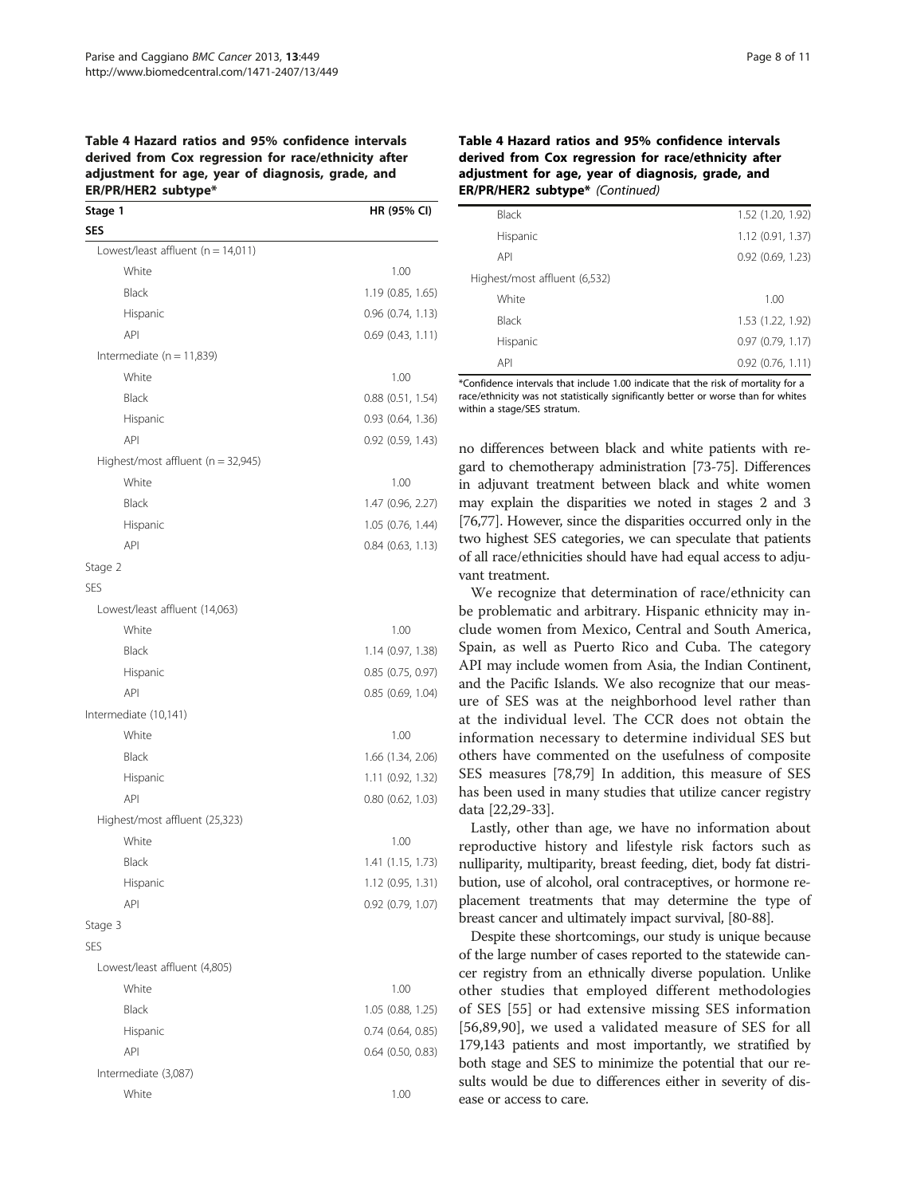**Table 4 Hazard ratios and 95% confidence intervals derived from Cox regression for race/ethnicity after adjustment for age, year of diagnosis, grade, and ER/PR/HER2 subtype***

| Stage 1 | HR (95% CI) |
|---|---|
| **SES** | |
| Lowest/least affluent (n = 14,011) | |
| White | 1.00 |
| Black | 1.19 (0.85, 1.65) |
| Hispanic | 0.96 (0.74, 1.13) |
| API | 0.69 (0.43, 1.11) |
| Intermediate (n = 11,839) | |
| White | 1.00 |
| Black | 0.88 (0.51, 1.54) |
| Hispanic | 0.93 (0.64, 1.36) |
| API | 0.92 (0.59, 1.43) |
| Highest/most affluent (n = 32,945) | |
| White | 1.00 |
| Black | 1.47 (0.96, 2.27) |
| Hispanic | 1.05 (0.76, 1.44) |
| API | 0.84 (0.63, 1.13) |
| Stage 2 | |
| SES | |
| Lowest/least affluent (14,063) | |
| White | 1.00 |
| Black | 1.14 (0.97, 1.38) |
| Hispanic | 0.85 (0.75, 0.97) |
| API | 0.85 (0.69, 1.04) |
| Intermediate (10,141) | |
| White | 1.00 |
| Black | 1.66 (1.34, 2.06) |
| Hispanic | 1.11 (0.92, 1.32) |
| API | 0.80 (0.62, 1.03) |
| Highest/most affluent (25,323) | |
| White | 1.00 |
| Black | 1.41 (1.15, 1.73) |
| Hispanic | 1.12 (0.95, 1.31) |
| API | 0.92 (0.79, 1.07) |
| Stage 3 | |
| SES | |
| Lowest/least affluent (4,805) | |
| White | 1.00 |
| Black | 1.05 (0.88, 1.25) |
| Hispanic | 0.74 (0.64, 0.85) |
| API | 0.64 (0.50, 0.83) |
| Intermediate (3,087) | |
| White | 1.00 |
| Black | 1.52 (1.20, 1.92) |
| Hispanic | 1.12 (0.91, 1.37) |
| API | 0.92 (0.69, 1.23) |
| Highest/most affluent (6,532) | |
| White | 1.00 |
| Black | 1.53 (1.22, 1.92) |
| Hispanic | 0.97 (0.79, 1.17) |
| API | 0.92 (0.76, 1.11) |

*Confidence intervals that include 1.00 indicate that the risk of mortality for a race/ethnicity was not statistically significantly better or worse than for whites within a stage/SES stratum.

no differences between black and white patients with regard to chemotherapy administration [73-75]. Differences in adjuvant treatment between black and white women may explain the disparities we noted in stages 2 and 3 [76,77]. However, since the disparities occurred only in the two highest SES categories, we can speculate that patients of all race/ethnicities should have had equal access to adjuvant treatment.

We recognize that determination of race/ethnicity can be problematic and arbitrary. Hispanic ethnicity may include women from Mexico, Central and South America, Spain, as well as Puerto Rico and Cuba. The category API may include women from Asia, the Indian Continent, and the Pacific Islands. We also recognize that our measure of SES was at the neighborhood level rather than at the individual level. The CCR does not obtain the information necessary to determine individual SES but others have commented on the usefulness of composite SES measures [78,79] In addition, this measure of SES has been used in many studies that utilize cancer registry data [22,29-33].

Lastly, other than age, we have no information about reproductive history and lifestyle risk factors such as nulliparity, multiparity, breast feeding, diet, body fat distribution, use of alcohol, oral contraceptives, or hormone replacement treatments that may determine the type of breast cancer and ultimately impact survival, [80-88].

Despite these shortcomings, our study is unique because of the large number of cases reported to the statewide cancer registry from an ethnically diverse population. Unlike other studies that employed different methodologies of SES [55] or had extensive missing SES information [56,89,90], we used a validated measure of SES for all 179,143 patients and most importantly, we stratified by both stage and SES to minimize the potential that our results would be due to differences either in severity of disease or access to care.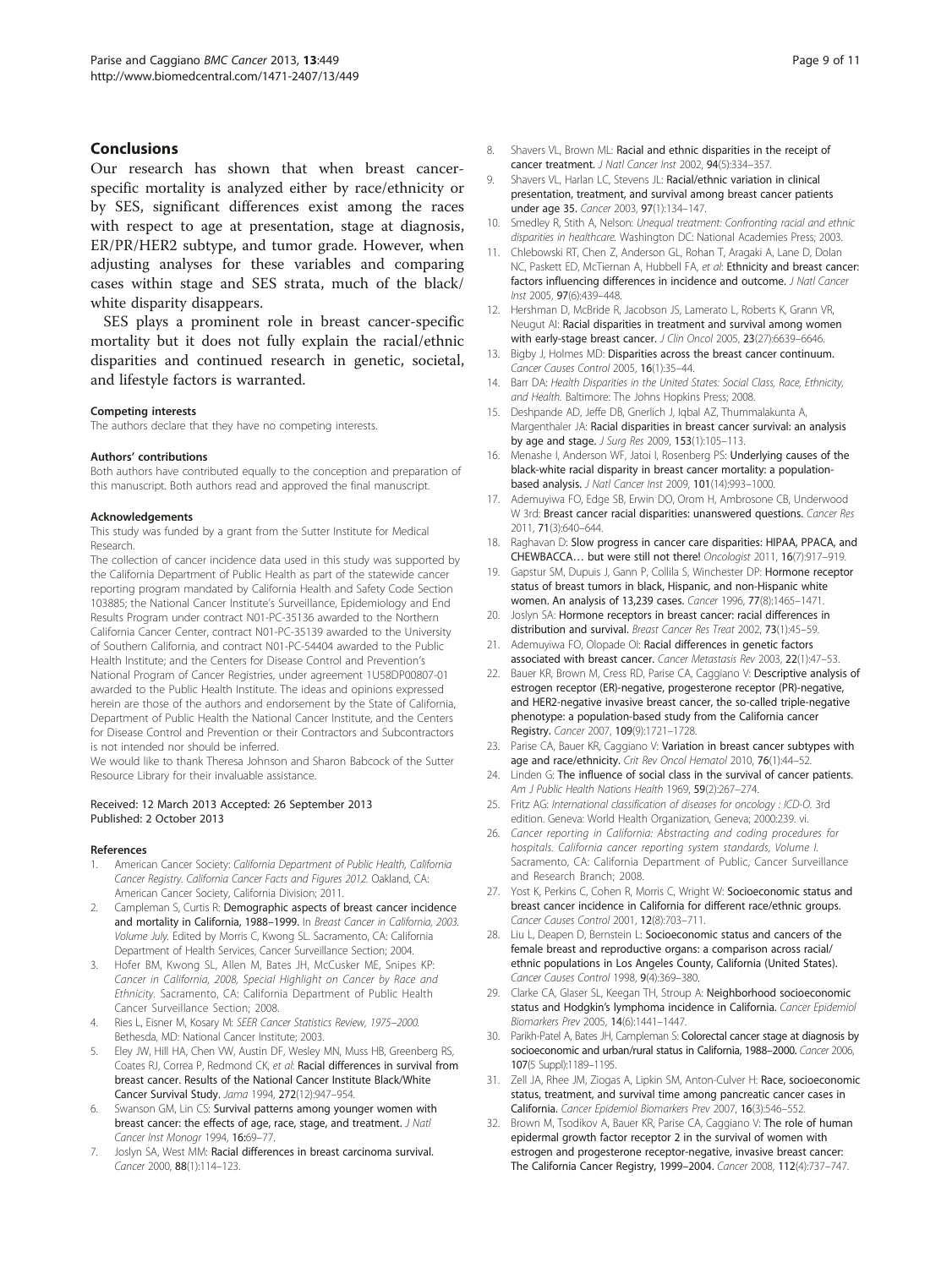## Conclusions

Our research has shown that when breast cancer-specific mortality is analyzed either by race/ethnicity or by SES, significant differences exist among the races with respect to age at presentation, stage at diagnosis, ER/PR/HER2 subtype, and tumor grade. However, when adjusting analyses for these variables and comparing cases within stage and SES strata, much of the black/white disparity disappears.

SES plays a prominent role in breast cancer-specific mortality but it does not fully explain the racial/ethnic disparities and continued research in genetic, societal, and lifestyle factors is warranted.

#### Competing interests

The authors declare that they have no competing interests.

#### Authors' contributions

Both authors have contributed equally to the conception and preparation of this manuscript. Both authors read and approved the final manuscript.

#### Acknowledgements

This study was funded by a grant from the Sutter Institute for Medical Research.

The collection of cancer incidence data used in this study was supported by the California Department of Public Health as part of the statewide cancer reporting program mandated by California Health and Safety Code Section 103885; the National Cancer Institute's Surveillance, Epidemiology and End Results Program under contract N01-PC-35136 awarded to the Northern California Cancer Center, contract N01-PC-35139 awarded to the University of Southern California, and contract N01-PC-54404 awarded to the Public Health Institute; and the Centers for Disease Control and Prevention's National Program of Cancer Registries, under agreement 1U58DP00807-01 awarded to the Public Health Institute. The ideas and opinions expressed herein are those of the authors and endorsement by the State of California, Department of Public Health the National Cancer Institute, and the Centers for Disease Control and Prevention or their Contractors and Subcontractors is not intended nor should be inferred.

We would like to thank Theresa Johnson and Sharon Babcock of the Sutter Resource Library for their invaluable assistance.

Received: 12 March 2013 Accepted: 26 September 2013
Published: 2 October 2013

#### References

1. American Cancer Society: *California Department of Public Health, California Cancer Registry. California Cancer Facts and Figures 2012.* Oakland, CA: American Cancer Society, California Division; 2011.
2. Campleman S, Curtis R: **Demographic aspects of breast cancer incidence and mortality in California, 1988–1999.** In *Breast Cancer in California, 2003. Volume July.* Edited by Morris C, Kwong SL. Sacramento, CA: California Department of Health Services, Cancer Surveillance Section; 2004.
3. Hofer BM, Kwong SL, Allen M, Bates JH, McCusker ME, Snipes KP: *Cancer in California, 2008, Special Highlight on Cancer by Race and Ethnicity.* Sacramento, CA: California Department of Public Health Cancer Surveillance Section; 2008.
4. Ries L, Eisner M, Kosary M: *SEER Cancer Statistics Review, 1975–2000.* Bethesda, MD: National Cancer Institute; 2003.
5. Eley JW, Hill HA, Chen VW, Austin DF, Wesley MN, Muss HB, Greenberg RS, Coates RJ, Correa P, Redmond CK, *et al*: **Racial differences in survival from breast cancer. Results of the National Cancer Institute Black/White Cancer Survival Study.** *Jama* 1994, **272**(12):947–954.
6. Swanson GM, Lin CS: **Survival patterns among younger women with breast cancer: the effects of age, race, stage, and treatment.** *J Natl Cancer Inst Monogr* 1994, **16:**69–77.
7. Joslyn SA, West MM: **Racial differences in breast carcinoma survival.** *Cancer* 2000, **88**(1):114–123.
8. Shavers VL, Brown ML: **Racial and ethnic disparities in the receipt of cancer treatment.** *J Natl Cancer Inst* 2002, **94**(5):334–357.
9. Shavers VL, Harlan LC, Stevens JL: **Racial/ethnic variation in clinical presentation, treatment, and survival among breast cancer patients under age 35.** *Cancer* 2003, **97**(1):134–147.
10. Smedley R, Stith A, Nelson: *Unequal treatment: Confronting racial and ethnic disparities in healthcare.* Washington DC: National Academies Press; 2003.
11. Chlebowski RT, Chen Z, Anderson GL, Rohan T, Aragaki A, Lane D, Dolan NC, Paskett ED, McTiernan A, Hubbell FA, *et al*: **Ethnicity and breast cancer: factors influencing differences in incidence and outcome.** *J Natl Cancer Inst* 2005, **97**(6):439–448.
12. Hershman D, McBride R, Jacobson JS, Lamerato L, Roberts K, Grann VR, Neugut AI: **Racial disparities in treatment and survival among women with early-stage breast cancer.** *J Clin Oncol* 2005, **23**(27):6639–6646.
13. Bigby J, Holmes MD: **Disparities across the breast cancer continuum.** *Cancer Causes Control* 2005, **16**(1):35–44.
14. Barr DA: *Health Disparities in the United States: Social Class, Race, Ethnicity, and Health.* Baltimore: The Johns Hopkins Press; 2008.
15. Deshpande AD, Jeffe DB, Gnerlich J, Iqbal AZ, Thummalakunta A, Margenthaler JA: **Racial disparities in breast cancer survival: an analysis by age and stage.** *J Surg Res* 2009, **153**(1):105–113.
16. Menashe I, Anderson WF, Jatoi I, Rosenberg PS: **Underlying causes of the black-white racial disparity in breast cancer mortality: a population-based analysis.** *J Natl Cancer Inst* 2009, **101**(14):993–1000.
17. Ademuyiwa FO, Edge SB, Erwin DO, Orom H, Ambrosone CB, Underwood W 3rd: **Breast cancer racial disparities: unanswered questions.** *Cancer Res* 2011, **71**(3):640–644.
18. Raghavan D: **Slow progress in cancer care disparities: HIPAA, PPACA, and CHEWBACCA… but were still not there!** *Oncologist* 2011, **16**(7):917–919.
19. Gapstur SM, Dupuis J, Gann P, Collila S, Winchester DP: **Hormone receptor status of breast tumors in black, Hispanic, and non-Hispanic white women. An analysis of 13,239 cases.** *Cancer* 1996, **77**(8):1465–1471.
20. Joslyn SA: **Hormone receptors in breast cancer: racial differences in distribution and survival.** *Breast Cancer Res Treat* 2002, **73**(1):45–59.
21. Ademuyiwa FO, Olopade OI: **Racial differences in genetic factors associated with breast cancer.** *Cancer Metastasis Rev* 2003, **22**(1):47–53.
22. Bauer KR, Brown M, Cress RD, Parise CA, Caggiano V: **Descriptive analysis of estrogen receptor (ER)-negative, progesterone receptor (PR)-negative, and HER2-negative invasive breast cancer, the so-called triple-negative phenotype: a population-based study from the California cancer Registry.** *Cancer* 2007, **109**(9):1721–1728.
23. Parise CA, Bauer KR, Caggiano V: **Variation in breast cancer subtypes with age and race/ethnicity.** *Crit Rev Oncol Hematol* 2010, **76**(1):44–52.
24. Linden G: **The influence of social class in the survival of cancer patients.** *Am J Public Health Nations Health* 1969, **59**(2):267–274.
25. Fritz AG: *International classification of diseases for oncology : ICD-O.* 3rd edition. Geneva: World Health Organization, Geneva; 2000:239. vi.
26. *Cancer reporting in California: Abstracting and coding procedures for hospitals. California cancer reporting system standards, Volume I.* Sacramento, CA: California Department of Public, Cancer Surveillance and Research Branch; 2008.
27. Yost K, Perkins C, Cohen R, Morris C, Wright W: **Socioeconomic status and breast cancer incidence in California for different race/ethnic groups.** *Cancer Causes Control* 2001, **12**(8):703–711.
28. Liu L, Deapen D, Bernstein L: **Socioeconomic status and cancers of the female breast and reproductive organs: a comparison across racial/ethnic populations in Los Angeles County, California (United States).** *Cancer Causes Control* 1998, **9**(4):369–380.
29. Clarke CA, Glaser SL, Keegan TH, Stroup A: **Neighborhood socioeconomic status and Hodgkin's lymphoma incidence in California.** *Cancer Epidemiol Biomarkers Prev* 2005, **14**(6):1441–1447.
30. Parikh-Patel A, Bates JH, Campleman S: **Colorectal cancer stage at diagnosis by socioeconomic and urban/rural status in California, 1988–2000.** *Cancer* 2006, **107**(5 Suppl):1189–1195.
31. Zell JA, Rhee JM, Ziogas A, Lipkin SM, Anton-Culver H: **Race, socioeconomic status, treatment, and survival time among pancreatic cancer cases in California.** *Cancer Epidemiol Biomarkers Prev* 2007, **16**(3):546–552.
32. Brown M, Tsodikov A, Bauer KR, Parise CA, Caggiano V: **The role of human epidermal growth factor receptor 2 in the survival of women with estrogen and progesterone receptor-negative, invasive breast cancer: The California Cancer Registry, 1999–2004.** *Cancer* 2008, **112**(4):737–747.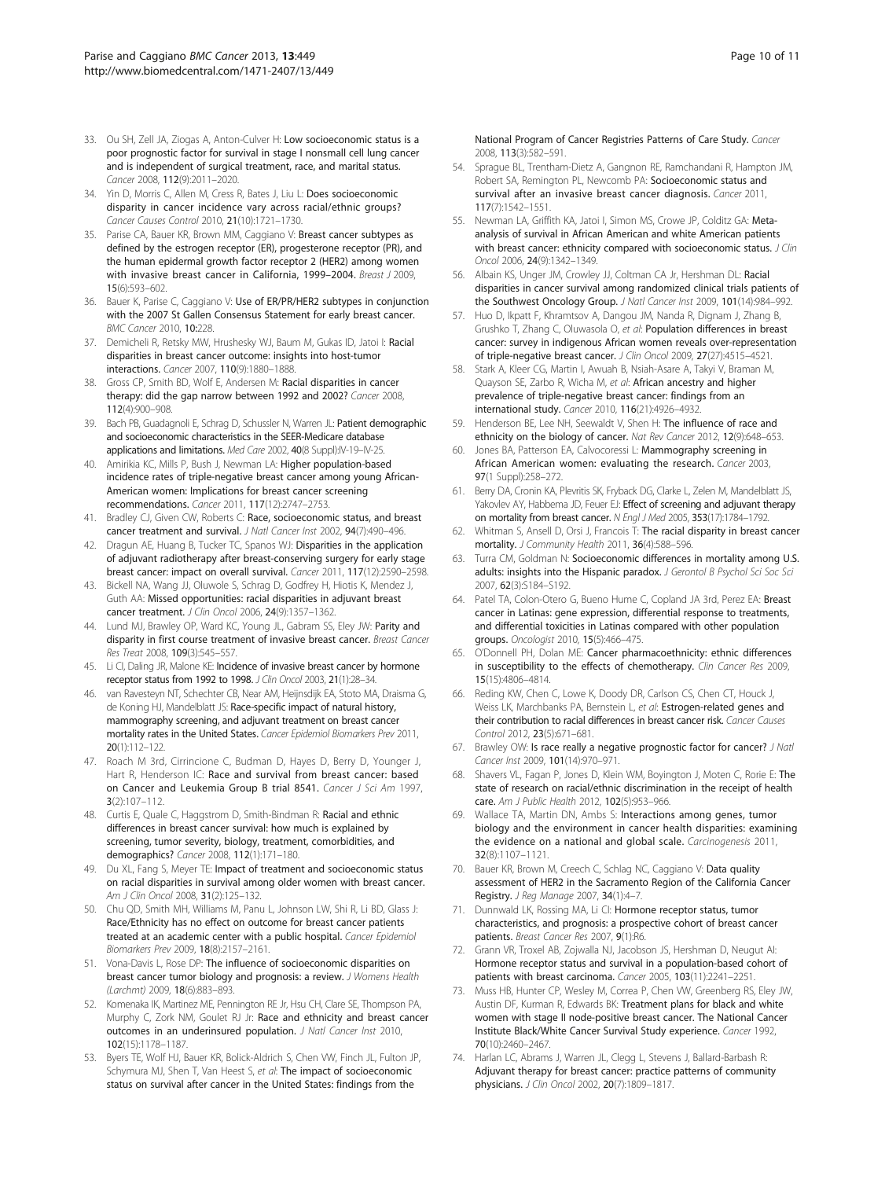33. Ou SH, Zell JA, Ziogas A, Anton-Culver H: **Low socioeconomic status is a poor prognostic factor for survival in stage I nonsmall cell lung cancer and is independent of surgical treatment, race, and marital status.** *Cancer* 2008, **112**(9):2011–2020.
34. Yin D, Morris C, Allen M, Cress R, Bates J, Liu L: **Does socioeconomic disparity in cancer incidence vary across racial/ethnic groups?** *Cancer Causes Control* 2010, **21**(10):1721–1730.
35. Parise CA, Bauer KR, Brown MM, Caggiano V: **Breast cancer subtypes as defined by the estrogen receptor (ER), progesterone receptor (PR), and the human epidermal growth factor receptor 2 (HER2) among women with invasive breast cancer in California, 1999–2004.** *Breast J* 2009, **15**(6):593–602.
36. Bauer K, Parise C, Caggiano V: **Use of ER/PR/HER2 subtypes in conjunction with the 2007 St Gallen Consensus Statement for early breast cancer.** *BMC Cancer* 2010, **10:**228.
37. Demicheli R, Retsky MW, Hrushesky WJ, Baum M, Gukas ID, Jatoi I: **Racial disparities in breast cancer outcome: insights into host-tumor interactions.** *Cancer* 2007, **110**(9):1880–1888.
38. Gross CP, Smith BD, Wolf E, Andersen M: **Racial disparities in cancer therapy: did the gap narrow between 1992 and 2002?** *Cancer* 2008, **112**(4):900–908.
39. Bach PB, Guadagnoli E, Schrag D, Schussler N, Warren JL: **Patient demographic and socioeconomic characteristics in the SEER-Medicare database applications and limitations.** *Med Care* 2002, **40**(8 Suppl):IV-19–IV-25.
40. Amirikia KC, Mills P, Bush J, Newman LA: **Higher population-based incidence rates of triple-negative breast cancer among young African-American women: Implications for breast cancer screening recommendations.** *Cancer* 2011, **117**(12):2747–2753.
41. Bradley CJ, Given CW, Roberts C: **Race, socioeconomic status, and breast cancer treatment and survival.** *J Natl Cancer Inst* 2002, **94**(7):490–496.
42. Dragun AE, Huang B, Tucker TC, Spanos WJ: **Disparities in the application of adjuvant radiotherapy after breast-conserving surgery for early stage breast cancer: impact on overall survival.** *Cancer* 2011, **117**(12):2590–2598.
43. Bickell NA, Wang JJ, Oluwole S, Schrag D, Godfrey H, Hiotis K, Mendez J, Guth AA: **Missed opportunities: racial disparities in adjuvant breast cancer treatment.** *J Clin Oncol* 2006, **24**(9):1357–1362.
44. Lund MJ, Brawley OP, Ward KC, Young JL, Gabram SS, Eley JW: **Parity and disparity in first course treatment of invasive breast cancer.** *Breast Cancer Res Treat* 2008, **109**(3):545–557.
45. Li CI, Daling JR, Malone KE: **Incidence of invasive breast cancer by hormone receptor status from 1992 to 1998.** *J Clin Oncol* 2003, **21**(1):28–34.
46. van Ravesteyn NT, Schechter CB, Near AM, Heijnsdijk EA, Stoto MA, Draisma G, de Koning HJ, Mandelblatt JS: **Race-specific impact of natural history, mammography screening, and adjuvant treatment on breast cancer mortality rates in the United States.** *Cancer Epidemiol Biomarkers Prev* 2011, **20**(1):112–122.
47. Roach M 3rd, Cirrincione C, Budman D, Hayes D, Berry D, Younger J, Hart R, Henderson IC: **Race and survival from breast cancer: based on Cancer and Leukemia Group B trial 8541.** *Cancer J Sci Am* 1997, **3**(2):107–112.
48. Curtis E, Quale C, Haggstrom D, Smith-Bindman R: **Racial and ethnic differences in breast cancer survival: how much is explained by screening, tumor severity, biology, treatment, comorbidities, and demographics?** *Cancer* 2008, **112**(1):171–180.
49. Du XL, Fang S, Meyer TE: **Impact of treatment and socioeconomic status on racial disparities in survival among older women with breast cancer.** *Am J Clin Oncol* 2008, **31**(2):125–132.
50. Chu QD, Smith MH, Williams M, Panu L, Johnson LW, Shi R, Li BD, Glass J: **Race/Ethnicity has no effect on outcome for breast cancer patients treated at an academic center with a public hospital.** *Cancer Epidemiol Biomarkers Prev* 2009, **18**(8):2157–2161.
51. Vona-Davis L, Rose DP: **The influence of socioeconomic disparities on breast cancer tumor biology and prognosis: a review.** *J Womens Health (Larchmt)* 2009, **18**(6):883–893.
52. Komenaka IK, Martinez ME, Pennington RE Jr, Hsu CH, Clare SE, Thompson PA, Murphy C, Zork NM, Goulet RJ Jr: **Race and ethnicity and breast cancer outcomes in an underinsured population.** *J Natl Cancer Inst* 2010, **102**(15):1178–1187.
53. Byers TE, Wolf HJ, Bauer KR, Bolick-Aldrich S, Chen VW, Finch JL, Fulton JP, Schymura MJ, Shen T, Van Heest S, *et al*: **The impact of socioeconomic status on survival after cancer in the United States: findings from the National Program of Cancer Registries Patterns of Care Study.** *Cancer* 2008, **113**(3):582–591.
54. Sprague BL, Trentham-Dietz A, Gangnon RE, Ramchandani R, Hampton JM, Robert SA, Remington PL, Newcomb PA: **Socioeconomic status and survival after an invasive breast cancer diagnosis.** *Cancer* 2011, **117**(7):1542–1551.
55. Newman LA, Griffith KA, Jatoi I, Simon MS, Crowe JP, Colditz GA: **Meta-analysis of survival in African American and white American patients with breast cancer: ethnicity compared with socioeconomic status.** *J Clin Oncol* 2006, **24**(9):1342–1349.
56. Albain KS, Unger JM, Crowley JJ, Coltman CA Jr, Hershman DL: **Racial disparities in cancer survival among randomized clinical trials patients of the Southwest Oncology Group.** *J Natl Cancer Inst* 2009, **101**(14):984–992.
57. Huo D, Ikpatt F, Khramtsov A, Dangou JM, Nanda R, Dignam J, Zhang B, Grushko T, Zhang C, Oluwasola O, *et al*: **Population differences in breast cancer: survey in indigenous African women reveals over-representation of triple-negative breast cancer.** *J Clin Oncol* 2009, **27**(27):4515–4521.
58. Stark A, Kleer CG, Martin I, Awuah B, Nsiah-Asare A, Takyi V, Braman M, Quayson SE, Zarbo R, Wicha M, *et al*: **African ancestry and higher prevalence of triple-negative breast cancer: findings from an international study.** *Cancer* 2010, **116**(21):4926–4932.
59. Henderson BE, Lee NH, Seewaldt V, Shen H: **The influence of race and ethnicity on the biology of cancer.** *Nat Rev Cancer* 2012, **12**(9):648–653.
60. Jones BA, Patterson EA, Calvocoressi L: **Mammography screening in African American women: evaluating the research.** *Cancer* 2003, **97**(1 Suppl):258–272.
61. Berry DA, Cronin KA, Plevritis SK, Fryback DG, Clarke L, Zelen M, Mandelblatt JS, Yakovlev AY, Habbema JD, Feuer EJ: **Effect of screening and adjuvant therapy on mortality from breast cancer.** *N Engl J Med* 2005, **353**(17):1784–1792.
62. Whitman S, Ansell D, Orsi J, Francois T: **The racial disparity in breast cancer mortality.** *J Community Health* 2011, **36**(4):588–596.
63. Turra CM, Goldman N: **Socioeconomic differences in mortality among U.S. adults: insights into the Hispanic paradox.** *J Gerontol B Psychol Sci Soc Sci* 2007, **62**(3):S184–S192.
64. Patel TA, Colon-Otero G, Bueno Hume C, Copland JA 3rd, Perez EA: **Breast cancer in Latinas: gene expression, differential response to treatments, and differential toxicities in Latinas compared with other population groups.** *Oncologist* 2010, **15**(5):466–475.
65. O'Donnell PH, Dolan ME: **Cancer pharmacoethnicity: ethnic differences in susceptibility to the effects of chemotherapy.** *Clin Cancer Res* 2009, **15**(15):4806–4814.
66. Reding KW, Chen C, Lowe K, Doody DR, Carlson CS, Chen CT, Houck J, Weiss LK, Marchbanks PA, Bernstein L, *et al*: **Estrogen-related genes and their contribution to racial differences in breast cancer risk.** *Cancer Causes Control* 2012, **23**(5):671–681.
67. Brawley OW: **Is race really a negative prognostic factor for cancer?** *J Natl Cancer Inst* 2009, **101**(14):970–971.
68. Shavers VL, Fagan P, Jones D, Klein WM, Boyington J, Moten C, Rorie E: **The state of research on racial/ethnic discrimination in the receipt of health care.** *Am J Public Health* 2012, **102**(5):953–966.
69. Wallace TA, Martin DN, Ambs S: **Interactions among genes, tumor biology and the environment in cancer health disparities: examining the evidence on a national and global scale.** *Carcinogenesis* 2011, **32**(8):1107–1121.
70. Bauer KR, Brown M, Creech C, Schlag NC, Caggiano V: **Data quality assessment of HER2 in the Sacramento Region of the California Cancer Registry.** *J Reg Manage* 2007, **34**(1):4–7.
71. Dunnwald LK, Rossing MA, Li CI: **Hormone receptor status, tumor characteristics, and prognosis: a prospective cohort of breast cancer patients.** *Breast Cancer Res* 2007, **9**(1):R6.
72. Grann VR, Troxel AB, Zojwalla NJ, Jacobson JS, Hershman D, Neugut AI: **Hormone receptor status and survival in a population-based cohort of patients with breast carcinoma.** *Cancer* 2005, **103**(11):2241–2251.
73. Muss HB, Hunter CP, Wesley M, Correa P, Chen VW, Greenberg RS, Eley JW, Austin DF, Kurman R, Edwards BK: **Treatment plans for black and white women with stage II node-positive breast cancer. The National Cancer Institute Black/White Cancer Survival Study experience.** *Cancer* 1992, **70**(10):2460–2467.
74. Harlan LC, Abrams J, Warren JL, Clegg L, Stevens J, Ballard-Barbash R: **Adjuvant therapy for breast cancer: practice patterns of community physicians.** *J Clin Oncol* 2002, **20**(7):1809–1817.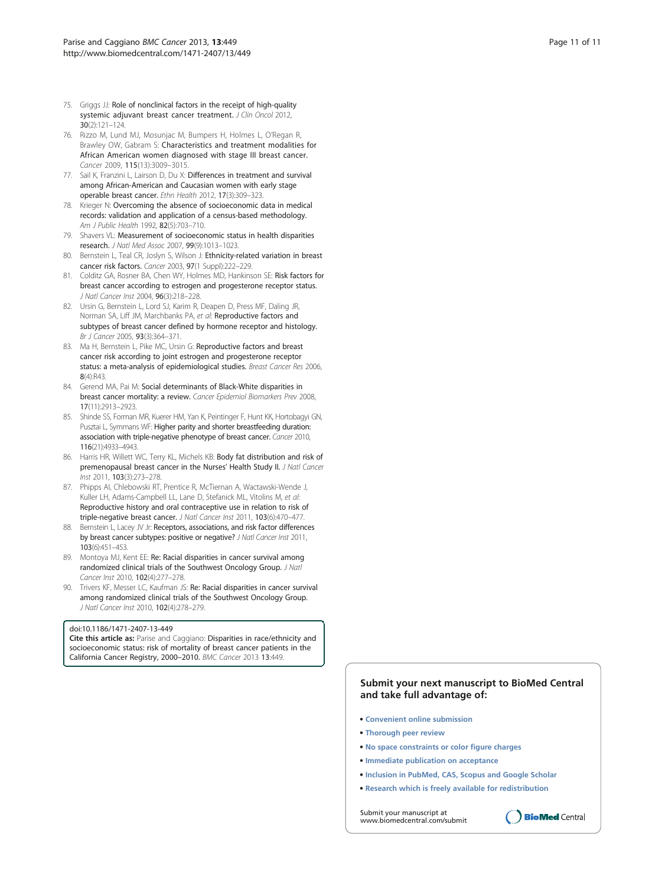75. Griggs JJ: Role of nonclinical factors in the receipt of high-quality systemic adjuvant breast cancer treatment. *J Clin Oncol* 2012, **30**(2):121–124.
76. Rizzo M, Lund MJ, Mosunjac M, Bumpers H, Holmes L, O'Regan R, Brawley OW, Gabram S: Characteristics and treatment modalities for African American women diagnosed with stage III breast cancer. *Cancer* 2009, **115**(13):3009–3015.
77. Sail K, Franzini L, Lairson D, Du X: Differences in treatment and survival among African-American and Caucasian women with early stage operable breast cancer. *Ethn Health* 2012, **17**(3):309–323.
78. Krieger N: Overcoming the absence of socioeconomic data in medical records: validation and application of a census-based methodology. *Am J Public Health* 1992, **82**(5):703–710.
79. Shavers VL: Measurement of socioeconomic status in health disparities research. *J Natl Med Assoc* 2007, **99**(9):1013–1023.
80. Bernstein L, Teal CR, Joslyn S, Wilson J: Ethnicity-related variation in breast cancer risk factors. *Cancer* 2003, **97**(1 Suppl):222–229.
81. Colditz GA, Rosner BA, Chen WY, Holmes MD, Hankinson SE: Risk factors for breast cancer according to estrogen and progesterone receptor status. *J Natl Cancer Inst* 2004, **96**(3):218–228.
82. Ursin G, Bernstein L, Lord SJ, Karim R, Deapen D, Press MF, Daling JR, Norman SA, Liff JM, Marchbanks PA, *et al*: Reproductive factors and subtypes of breast cancer defined by hormone receptor and histology. *Br J Cancer* 2005, **93**(3):364–371.
83. Ma H, Bernstein L, Pike MC, Ursin G: Reproductive factors and breast cancer risk according to joint estrogen and progesterone receptor status: a meta-analysis of epidemiological studies. *Breast Cancer Res* 2006, **8**(4):R43.
84. Gerend MA, Pai M: Social determinants of Black-White disparities in breast cancer mortality: a review. *Cancer Epidemiol Biomarkers Prev* 2008, **17**(11):2913–2923.
85. Shinde SS, Forman MR, Kuerer HM, Yan K, Peintinger F, Hunt KK, Hortobagyi GN, Pusztai L, Symmans WF: Higher parity and shorter breastfeeding duration: association with triple-negative phenotype of breast cancer. *Cancer* 2010, **116**(21):4933–4943.
86. Harris HR, Willett WC, Terry KL, Michels KB: Body fat distribution and risk of premenopausal breast cancer in the Nurses' Health Study II. *J Natl Cancer Inst* 2011, **103**(3):273–278.
87. Phipps AI, Chlebowski RT, Prentice R, McTiernan A, Wactawski-Wende J, Kuller LH, Adams-Campbell LL, Lane D, Stefanick ML, Vitolins M, *et al*: Reproductive history and oral contraceptive use in relation to risk of triple-negative breast cancer. *J Natl Cancer Inst* 2011, **103**(6):470–477.
88. Bernstein L, Lacey JV Jr: Receptors, associations, and risk factor differences by breast cancer subtypes: positive or negative? *J Natl Cancer Inst* 2011, **103**(6):451–453.
89. Montoya MJ, Kent EE: Re: Racial disparities in cancer survival among randomized clinical trials of the Southwest Oncology Group. *J Natl Cancer Inst* 2010, **102**(4):277–278.
90. Trivers KF, Messer LC, Kaufman JS: Re: Racial disparities in cancer survival among randomized clinical trials of the Southwest Oncology Group. *J Natl Cancer Inst* 2010, **102**(4):278–279.

doi:10.1186/1471-2407-13-449

**Cite this article as:** Parise and Caggiano: Disparities in race/ethnicity and socioeconomic status: risk of mortality of breast cancer patients in the California Cancer Registry, 2000–2010. *BMC Cancer* 2013 **13**:449.

**Submit your next manuscript to BioMed Central and take full advantage of:**

- **Convenient online submission**
- **Thorough peer review**
- **No space constraints or color figure charges**
- **Immediate publication on acceptance**
- **Inclusion in PubMed, CAS, Scopus and Google Scholar**
- **Research which is freely available for redistribution**

Submit your manuscript at
www.biomedcentral.com/submit

BioMed Central